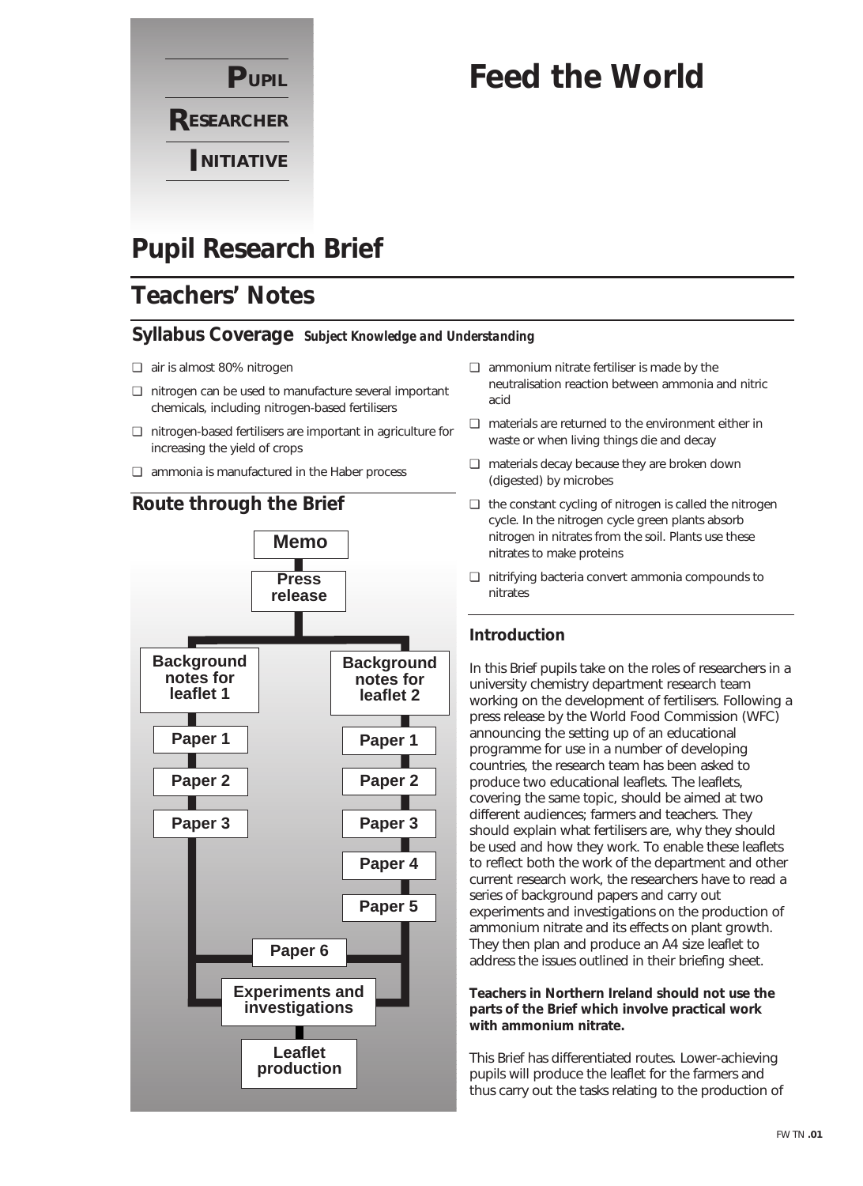# Feed the World

**Pupil Researcher Initiative**

## Pupil Research Brief

## Teachers' Notes

### Syllabus Coverage *Subject Knowledge and Understanding*

- air is almost 80% nitrogen
- nitrogen can be used to manufacture several important chemicals, including nitrogen-based fertilisers
- nitrogen-based fertilisers are important in agriculture for increasing the yield of crops
- ammonia is manufactured in the Haber process
- ammonium nitrate fertiliser is made by the neutralisation reaction between ammonia and nitric acid
- materials are returned to the environment either in waste or when living things die and decay
- materials decay because they are broken down (digested) by microbes
- the constant cycling of nitrogen is called the nitrogen cycle. In the nitrogen cycle green plants absorb nitrogen in nitrates from the soil. Plants use these nitrates to make proteins
- nitrifying bacteria convert ammonia compounds to nitrates

### Route through the Brief

Memo → Press release → (Background notes for leaflet 1 → Paper 1 → Paper 2 → Paper 3) / (Background notes for leaflet 2 → Paper 1 → Paper 2 → Paper 3 → Paper 4 → Paper 5) → Paper 6 → Experiments and investigations → Leaflet production

### Introduction

In this Brief pupils take on the roles of researchers in a university chemistry department research team working on the development of fertilisers. Following a press release by the World Food Commission (WFC) announcing the setting up of an educational programme for use in a number of developing countries, the research team has been asked to produce two educational leaflets. The leaflets, covering the same topic, should be aimed at two different audiences; farmers and teachers. They should explain what fertilisers are, why they should be used and how they work. To enable these leaflets to reflect both the work of the department and other current research work, the researchers have to read a series of background papers and carry out experiments and investigations on the production of ammonium nitrate and its effects on plant growth. They then plan and produce an A4 size leaflet to address the issues outlined in their briefing sheet.

**Teachers in Northern Ireland should not use the parts of the Brief which involve practical work with ammonium nitrate.**

This Brief has differentiated routes. Lower-achieving pupils will produce the leaflet for the farmers and thus carry out the tasks relating to the production of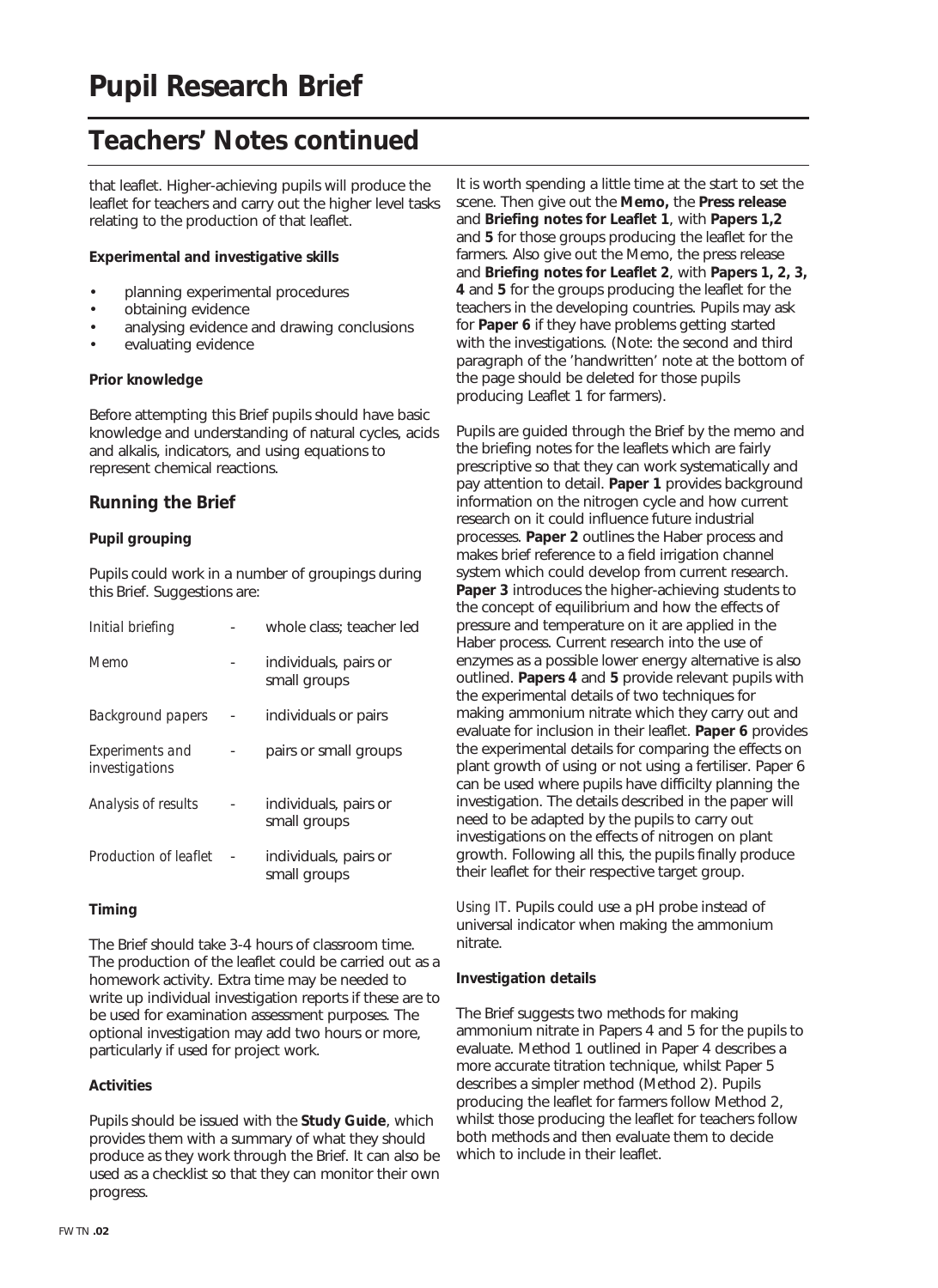# Pupil Research Brief

## Teachers' Notes continued

that leaflet. Higher-achieving pupils will produce the leaflet for teachers and carry out the higher level tasks relating to the production of that leaflet.

**Experimental and investigative skills**

- planning experimental procedures
- obtaining evidence
- analysing evidence and drawing conclusions
- evaluating evidence

**Prior knowledge**

Before attempting this Brief pupils should have basic knowledge and understanding of natural cycles, acids and alkalis, indicators, and using equations to represent chemical reactions.

### Running the Brief

**Pupil grouping**

Pupils could work in a number of groupings during this Brief. Suggestions are:

| | | |
|---|---|---|
| *Initial briefing* | - | whole class; teacher led |
| *Memo* | - | individuals, pairs or small groups |
| *Background papers* | - | individuals or pairs |
| *Experiments and investigations* | - | pairs or small groups |
| *Analysis of results* | - | individuals, pairs or small groups |
| *Production of leaflet* | - | individuals, pairs or small groups |

**Timing**

The Brief should take 3-4 hours of classroom time. The production of the leaflet could be carried out as a homework activity. Extra time may be needed to write up individual investigation reports if these are to be used for examination assessment purposes. The optional investigation may add two hours or more, particularly if used for project work.

**Activities**

Pupils should be issued with the **Study Guide**, which provides them with a summary of what they should produce as they work through the Brief. It can also be used as a checklist so that they can monitor their own progress.

It is worth spending a little time at the start to set the scene. Then give out the **Memo,** the **Press release** and **Briefing notes for Leaflet 1**, with **Papers 1,2** and **5** for those groups producing the leaflet for the farmers. Also give out the Memo, the press release and **Briefing notes for Leaflet 2**, with **Papers 1, 2, 3, 4** and **5** for the groups producing the leaflet for the teachers in the developing countries. Pupils may ask for **Paper 6** if they have problems getting started with the investigations. (Note: the second and third paragraph of the 'handwritten' note at the bottom of the page should be deleted for those pupils producing Leaflet 1 for farmers).

Pupils are guided through the Brief by the memo and the briefing notes for the leaflets which are fairly prescriptive so that they can work systematically and pay attention to detail. **Paper 1** provides background information on the nitrogen cycle and how current research on it could influence future industrial processes. **Paper 2** outlines the Haber process and makes brief reference to a field irrigation channel system which could develop from current research. **Paper 3** introduces the higher-achieving students to the concept of equilibrium and how the effects of pressure and temperature on it are applied in the Haber process. Current research into the use of enzymes as a possible lower energy alternative is also outlined. **Papers 4** and **5** provide relevant pupils with the experimental details of two techniques for making ammonium nitrate which they carry out and evaluate for inclusion in their leaflet. **Paper 6** provides the experimental details for comparing the effects on plant growth of using or not using a fertiliser. Paper 6 can be used where pupils have difficilty planning the investigation. The details described in the paper will need to be adapted by the pupils to carry out investigations on the effects of nitrogen on plant growth. Following all this, the pupils finally produce their leaflet for their respective target group.

*Using IT*. Pupils could use a pH probe instead of universal indicator when making the ammonium nitrate.

**Investigation details**

The Brief suggests two methods for making ammonium nitrate in Papers 4 and 5 for the pupils to evaluate. Method 1 outlined in Paper 4 describes a more accurate titration technique, whilst Paper 5 describes a simpler method (Method 2). Pupils producing the leaflet for farmers follow Method 2, whilst those producing the leaflet for teachers follow both methods and then evaluate them to decide which to include in their leaflet.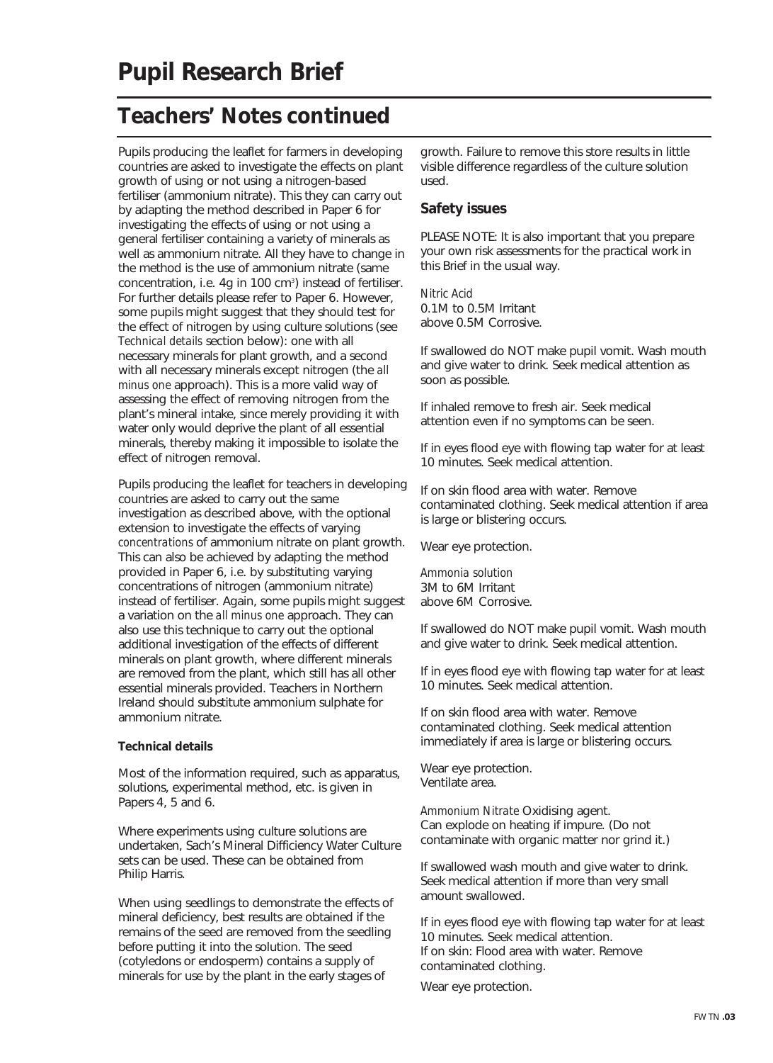# Pupil Research Brief

## Teachers' Notes continued

Pupils producing the leaflet for farmers in developing countries are asked to investigate the effects on plant growth of using or not using a nitrogen-based fertiliser (ammonium nitrate). This they can carry out by adapting the method described in Paper 6 for investigating the effects of using or not using a general fertiliser containing a variety of minerals as well as ammonium nitrate. All they have to change in the method is the use of ammonium nitrate (same concentration, i.e. 4g in 100 $cm^3$) instead of fertiliser. For further details please refer to Paper 6. However, some pupils might suggest that they should test for the effect of nitrogen by using culture solutions (see *Technical details* section below): one with all necessary minerals for plant growth, and a second with all necessary minerals except nitrogen (the *all minus one* approach). This is a more valid way of assessing the effect of removing nitrogen from the plant's mineral intake, since merely providing it with water only would deprive the plant of all essential minerals, thereby making it impossible to isolate the effect of nitrogen removal.

Pupils producing the leaflet for teachers in developing countries are asked to carry out the same investigation as described above, with the optional extension to investigate the effects of varying *concentrations* of ammonium nitrate on plant growth. This can also be achieved by adapting the method provided in Paper 6, i.e. by substituting varying concentrations of nitrogen (ammonium nitrate) instead of fertiliser. Again, some pupils might suggest a variation on the *all minus one* approach. They can also use this technique to carry out the optional additional investigation of the effects of different minerals on plant growth, where different minerals are removed from the plant, which still has all other essential minerals provided. Teachers in Northern Ireland should substitute ammonium sulphate for ammonium nitrate.

**Technical details**

Most of the information required, such as apparatus, solutions, experimental method, etc. is given in Papers 4, 5 and 6.

Where experiments using culture solutions are undertaken, Sach's Mineral Difficiency Water Culture sets can be used. These can be obtained from Philip Harris.

When using seedlings to demonstrate the effects of mineral deficiency, best results are obtained if the remains of the seed are removed from the seedling before putting it into the solution. The seed (cotyledons or endosperm) contains a supply of minerals for use by the plant in the early stages of growth. Failure to remove this store results in little visible difference regardless of the culture solution used.

### Safety issues

PLEASE NOTE: It is also important that you prepare your own risk assessments for the practical work in this Brief in the usual way.

*Nitric Acid*
0.1M to 0.5M Irritant
above 0.5M Corrosive.

If swallowed do NOT make pupil vomit. Wash mouth and give water to drink. Seek medical attention as soon as possible.

If inhaled remove to fresh air. Seek medical attention even if no symptoms can be seen.

If in eyes flood eye with flowing tap water for at least 10 minutes. Seek medical attention.

If on skin flood area with water. Remove contaminated clothing. Seek medical attention if area is large or blistering occurs.

Wear eye protection.

*Ammonia solution*
3M to 6M Irritant
above 6M Corrosive.

If swallowed do NOT make pupil vomit. Wash mouth and give water to drink. Seek medical attention.

If in eyes flood eye with flowing tap water for at least 10 minutes. Seek medical attention.

If on skin flood area with water. Remove contaminated clothing. Seek medical attention immediately if area is large or blistering occurs.

Wear eye protection.
Ventilate area.

*Ammonium Nitrate* Oxidising agent.
Can explode on heating if impure. (Do not contaminate with organic matter nor grind it.)

If swallowed wash mouth and give water to drink. Seek medical attention if more than very small amount swallowed.

If in eyes flood eye with flowing tap water for at least 10 minutes. Seek medical attention.
If on skin: Flood area with water. Remove contaminated clothing.

Wear eye protection.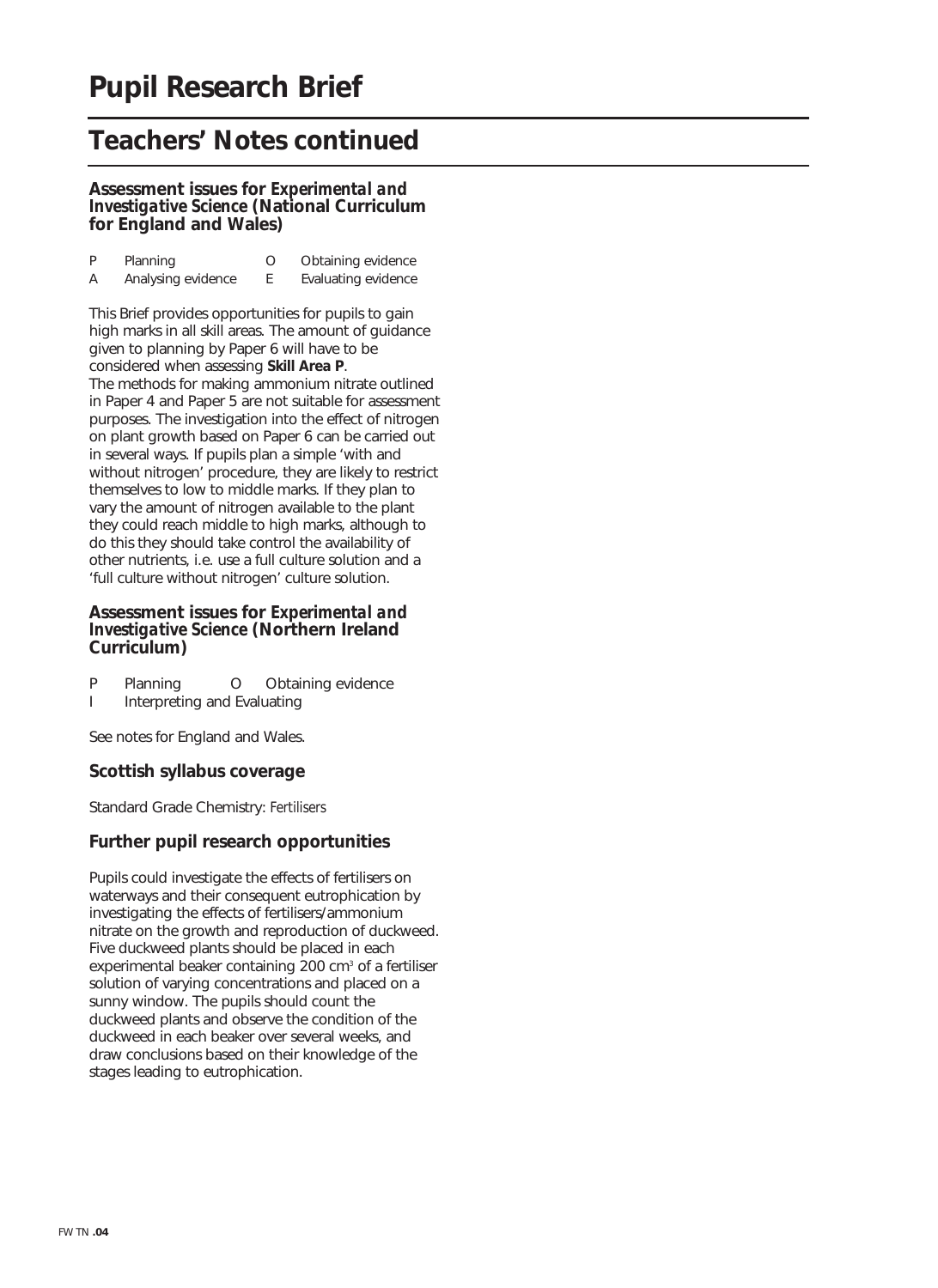# Pupil Research Brief

## Teachers' Notes continued

### Assessment issues for *Experimental and Investigative Science* (National Curriculum for England and Wales)

| | | | |
|---|---|---|---|
| P | Planning | O | Obtaining evidence |
| A | Analysing evidence | E | Evaluating evidence |

This Brief provides opportunities for pupils to gain high marks in all skill areas. The amount of guidance given to planning by Paper 6 will have to be considered when assessing **Skill Area P**.
The methods for making ammonium nitrate outlined in Paper 4 and Paper 5 are not suitable for assessment purposes. The investigation into the effect of nitrogen on plant growth based on Paper 6 can be carried out in several ways. If pupils plan a simple 'with and without nitrogen' procedure, they are likely to restrict themselves to low to middle marks. If they plan to vary the amount of nitrogen available to the plant they could reach middle to high marks, although to do this they should take control the availability of other nutrients, i.e. use a full culture solution and a 'full culture without nitrogen' culture solution.

### Assessment issues for *Experimental and Investigative Science* (Northern Ireland Curriculum)

P Planning O Obtaining evidence
I Interpreting and Evaluating

See notes for England and Wales.

### Scottish syllabus coverage

Standard Grade Chemistry: *Fertilisers*

### Further pupil research opportunities

Pupils could investigate the effects of fertilisers on waterways and their consequent eutrophication by investigating the effects of fertilisers/ammonium nitrate on the growth and reproduction of duckweed. Five duckweed plants should be placed in each experimental beaker containing 200 $cm^3$ of a fertiliser solution of varying concentrations and placed on a sunny window. The pupils should count the duckweed plants and observe the condition of the duckweed in each beaker over several weeks, and draw conclusions based on their knowledge of the stages leading to eutrophication.